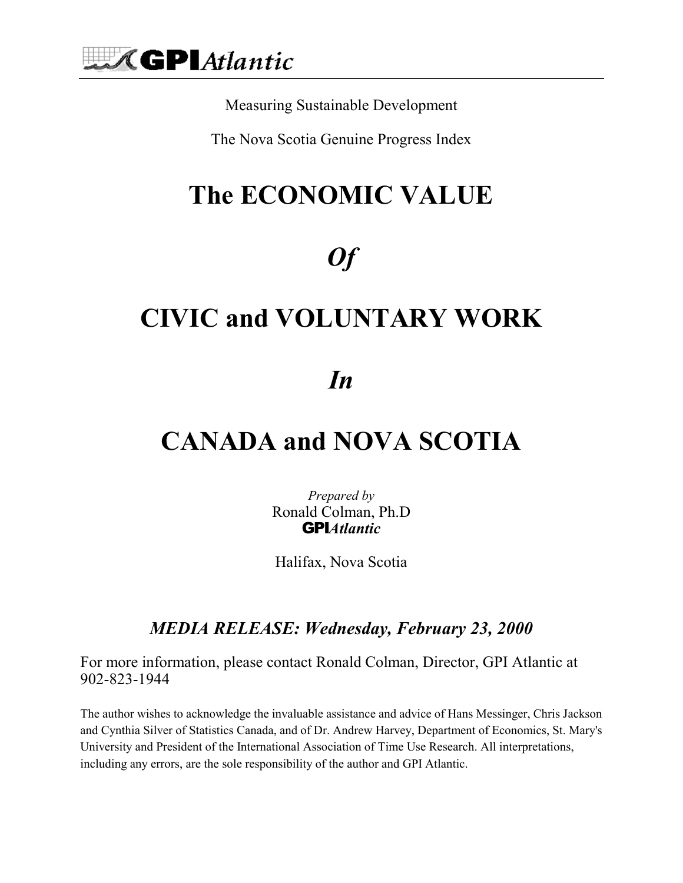GPI*Atlantic*

Measuring Sustainable Development

The Nova Scotia Genuine Progress Index

# The ECONOMIC VALUE

# *Of*

# CIVIC and VOLUNTARY WORK

# *In*

# CANADA and NOVA SCOTIA

*Prepared by*
Ronald Colman, Ph.D
**GPI***Atlantic*

Halifax, Nova Scotia

***MEDIA RELEASE: Wednesday, February 23, 2000***

For more information, please contact Ronald Colman, Director, GPI Atlantic at 902-823-1944

The author wishes to acknowledge the invaluable assistance and advice of Hans Messinger, Chris Jackson and Cynthia Silver of Statistics Canada, and of Dr. Andrew Harvey, Department of Economics, St. Mary's University and President of the International Association of Time Use Research. All interpretations, including any errors, are the sole responsibility of the author and GPI Atlantic.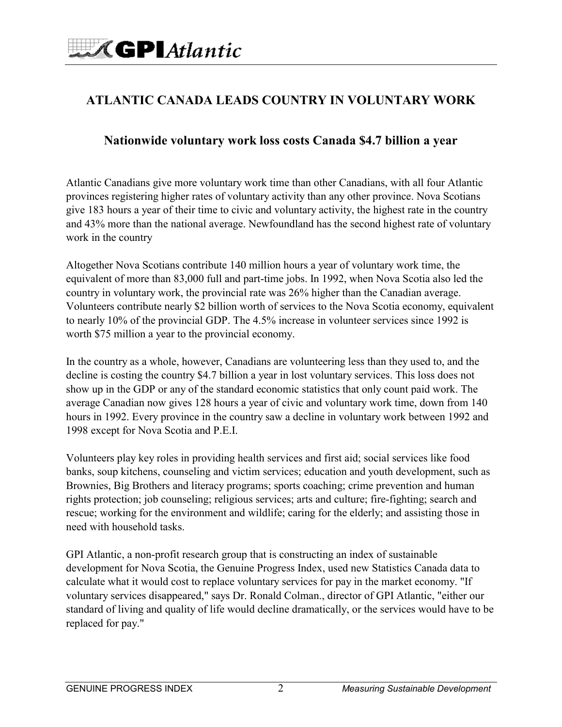# ATLANTIC CANADA LEADS COUNTRY IN VOLUNTARY WORK

## Nationwide voluntary work loss costs Canada $4.7 billion a year

Atlantic Canadians give more voluntary work time than other Canadians, with all four Atlantic provinces registering higher rates of voluntary activity than any other province. Nova Scotians give 183 hours a year of their time to civic and voluntary activity, the highest rate in the country and 43% more than the national average. Newfoundland has the second highest rate of voluntary work in the country

Altogether Nova Scotians contribute 140 million hours a year of voluntary work time, the equivalent of more than 83,000 full and part-time jobs. In 1992, when Nova Scotia also led the country in voluntary work, the provincial rate was 26% higher than the Canadian average. Volunteers contribute nearly $2 billion worth of services to the Nova Scotia economy, equivalent to nearly 10% of the provincial GDP. The 4.5% increase in volunteer services since 1992 is worth $75 million a year to the provincial economy.

In the country as a whole, however, Canadians are volunteering less than they used to, and the decline is costing the country $4.7 billion a year in lost voluntary services. This loss does not show up in the GDP or any of the standard economic statistics that only count paid work. The average Canadian now gives 128 hours a year of civic and voluntary work time, down from 140 hours in 1992. Every province in the country saw a decline in voluntary work between 1992 and 1998 except for Nova Scotia and P.E.I.

Volunteers play key roles in providing health services and first aid; social services like food banks, soup kitchens, counseling and victim services; education and youth development, such as Brownies, Big Brothers and literacy programs; sports coaching; crime prevention and human rights protection; job counseling; religious services; arts and culture; fire-fighting; search and rescue; working for the environment and wildlife; caring for the elderly; and assisting those in need with household tasks.

GPI Atlantic, a non-profit research group that is constructing an index of sustainable development for Nova Scotia, the Genuine Progress Index, used new Statistics Canada data to calculate what it would cost to replace voluntary services for pay in the market economy. "If voluntary services disappeared," says Dr. Ronald Colman., director of GPI Atlantic, "either our standard of living and quality of life would decline dramatically, or the services would have to be replaced for pay."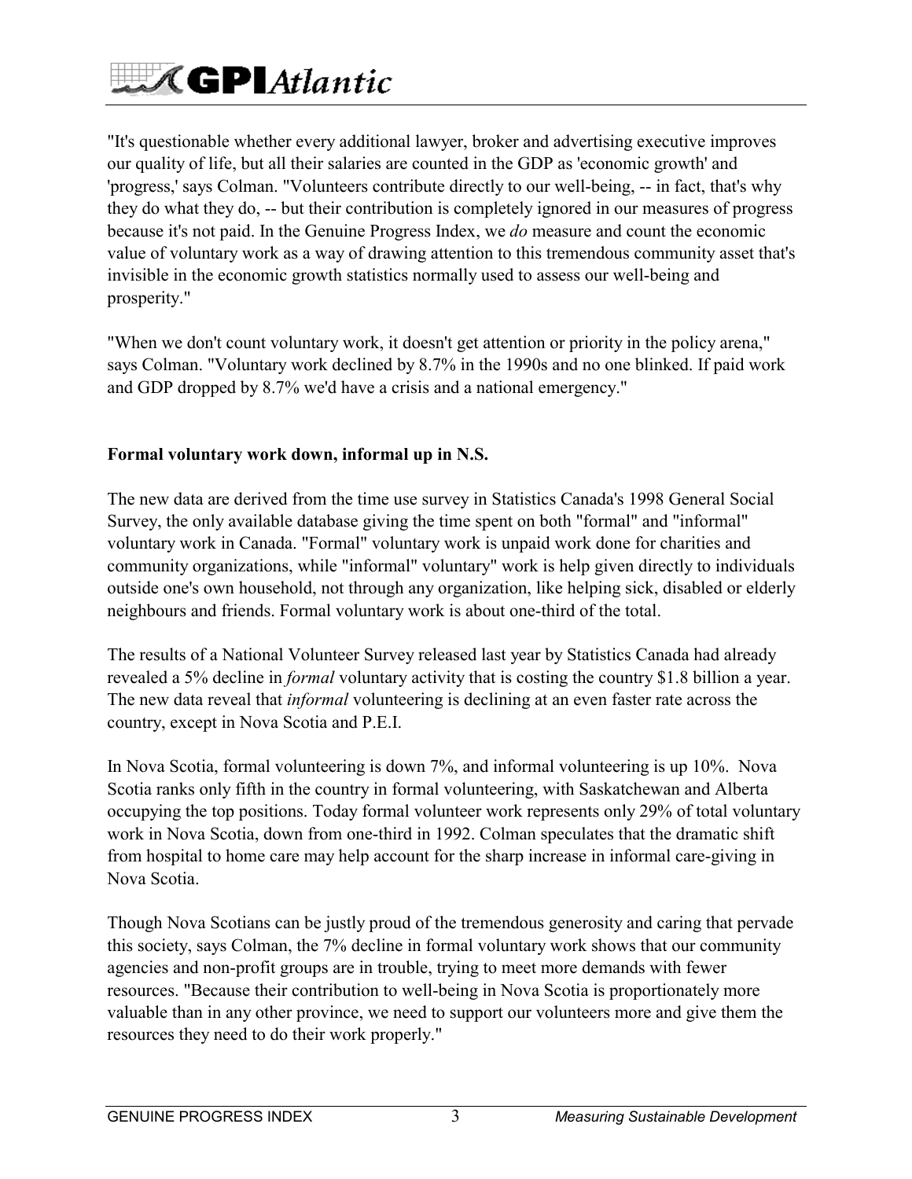"It's questionable whether every additional lawyer, broker and advertising executive improves our quality of life, but all their salaries are counted in the GDP as 'economic growth' and 'progress,' says Colman. "Volunteers contribute directly to our well-being, -- in fact, that's why they do what they do, -- but their contribution is completely ignored in our measures of progress because it's not paid. In the Genuine Progress Index, we *do* measure and count the economic value of voluntary work as a way of drawing attention to this tremendous community asset that's invisible in the economic growth statistics normally used to assess our well-being and prosperity."

"When we don't count voluntary work, it doesn't get attention or priority in the policy arena," says Colman. "Voluntary work declined by 8.7% in the 1990s and no one blinked. If paid work and GDP dropped by 8.7% we'd have a crisis and a national emergency."

**Formal voluntary work down, informal up in N.S.**

The new data are derived from the time use survey in Statistics Canada's 1998 General Social Survey, the only available database giving the time spent on both "formal" and "informal" voluntary work in Canada. "Formal" voluntary work is unpaid work done for charities and community organizations, while "informal" voluntary" work is help given directly to individuals outside one's own household, not through any organization, like helping sick, disabled or elderly neighbours and friends. Formal voluntary work is about one-third of the total.

The results of a National Volunteer Survey released last year by Statistics Canada had already revealed a 5% decline in *formal* voluntary activity that is costing the country $1.8 billion a year. The new data reveal that *informal* volunteering is declining at an even faster rate across the country, except in Nova Scotia and P.E.I.

In Nova Scotia, formal volunteering is down 7%, and informal volunteering is up 10%. Nova Scotia ranks only fifth in the country in formal volunteering, with Saskatchewan and Alberta occupying the top positions. Today formal volunteer work represents only 29% of total voluntary work in Nova Scotia, down from one-third in 1992. Colman speculates that the dramatic shift from hospital to home care may help account for the sharp increase in informal care-giving in Nova Scotia.

Though Nova Scotians can be justly proud of the tremendous generosity and caring that pervade this society, says Colman, the 7% decline in formal voluntary work shows that our community agencies and non-profit groups are in trouble, trying to meet more demands with fewer resources. "Because their contribution to well-being in Nova Scotia is proportionately more valuable than in any other province, we need to support our volunteers more and give them the resources they need to do their work properly."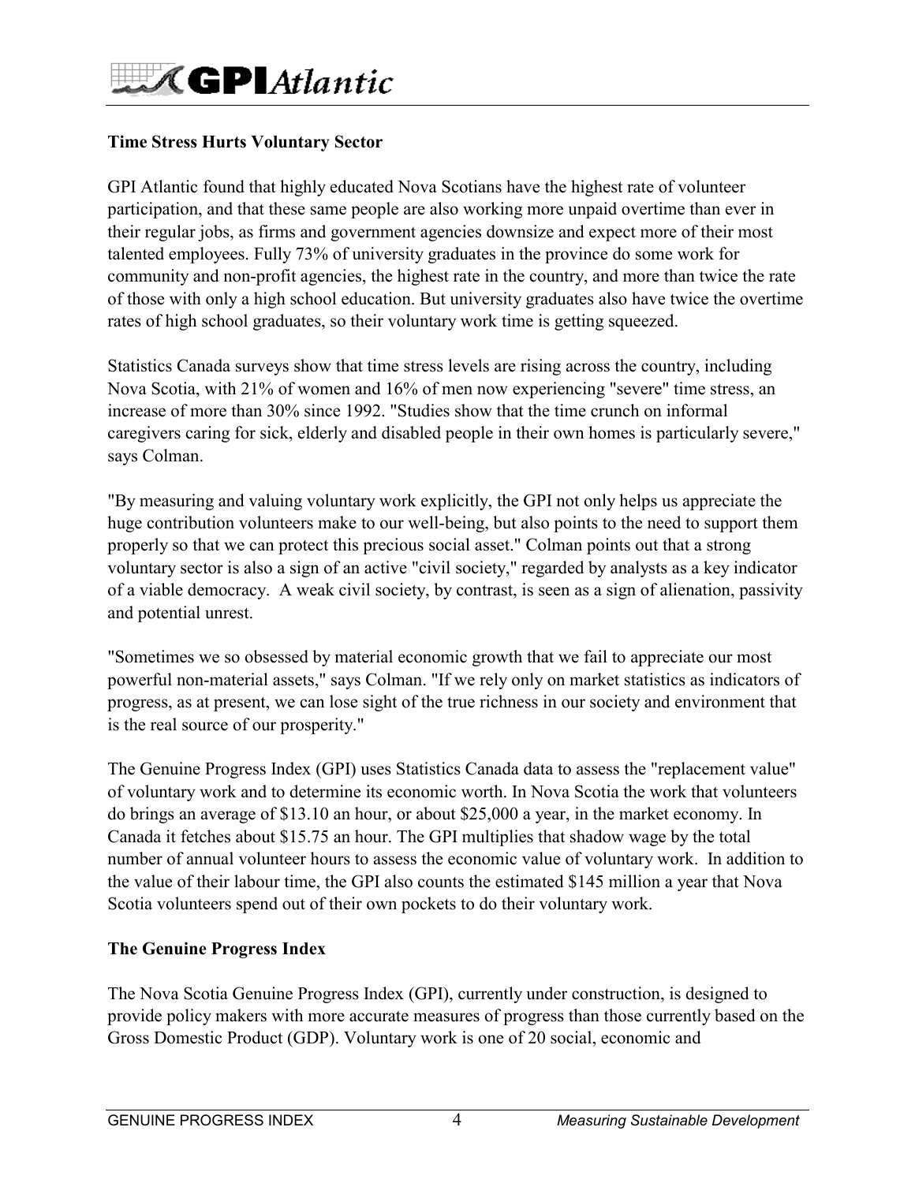**Time Stress Hurts Voluntary Sector**

GPI Atlantic found that highly educated Nova Scotians have the highest rate of volunteer participation, and that these same people are also working more unpaid overtime than ever in their regular jobs, as firms and government agencies downsize and expect more of their most talented employees. Fully 73% of university graduates in the province do some work for community and non-profit agencies, the highest rate in the country, and more than twice the rate of those with only a high school education. But university graduates also have twice the overtime rates of high school graduates, so their voluntary work time is getting squeezed.

Statistics Canada surveys show that time stress levels are rising across the country, including Nova Scotia, with 21% of women and 16% of men now experiencing "severe" time stress, an increase of more than 30% since 1992. "Studies show that the time crunch on informal caregivers caring for sick, elderly and disabled people in their own homes is particularly severe," says Colman.

"By measuring and valuing voluntary work explicitly, the GPI not only helps us appreciate the huge contribution volunteers make to our well-being, but also points to the need to support them properly so that we can protect this precious social asset." Colman points out that a strong voluntary sector is also a sign of an active "civil society," regarded by analysts as a key indicator of a viable democracy. A weak civil society, by contrast, is seen as a sign of alienation, passivity and potential unrest.

"Sometimes we so obsessed by material economic growth that we fail to appreciate our most powerful non-material assets," says Colman. "If we rely only on market statistics as indicators of progress, as at present, we can lose sight of the true richness in our society and environment that is the real source of our prosperity."

The Genuine Progress Index (GPI) uses Statistics Canada data to assess the "replacement value" of voluntary work and to determine its economic worth. In Nova Scotia the work that volunteers do brings an average of $13.10 an hour, or about $25,000 a year, in the market economy. In Canada it fetches about $15.75 an hour. The GPI multiplies that shadow wage by the total number of annual volunteer hours to assess the economic value of voluntary work. In addition to the value of their labour time, the GPI also counts the estimated $145 million a year that Nova Scotia volunteers spend out of their own pockets to do their voluntary work.

**The Genuine Progress Index**

The Nova Scotia Genuine Progress Index (GPI), currently under construction, is designed to provide policy makers with more accurate measures of progress than those currently based on the Gross Domestic Product (GDP). Voluntary work is one of 20 social, economic and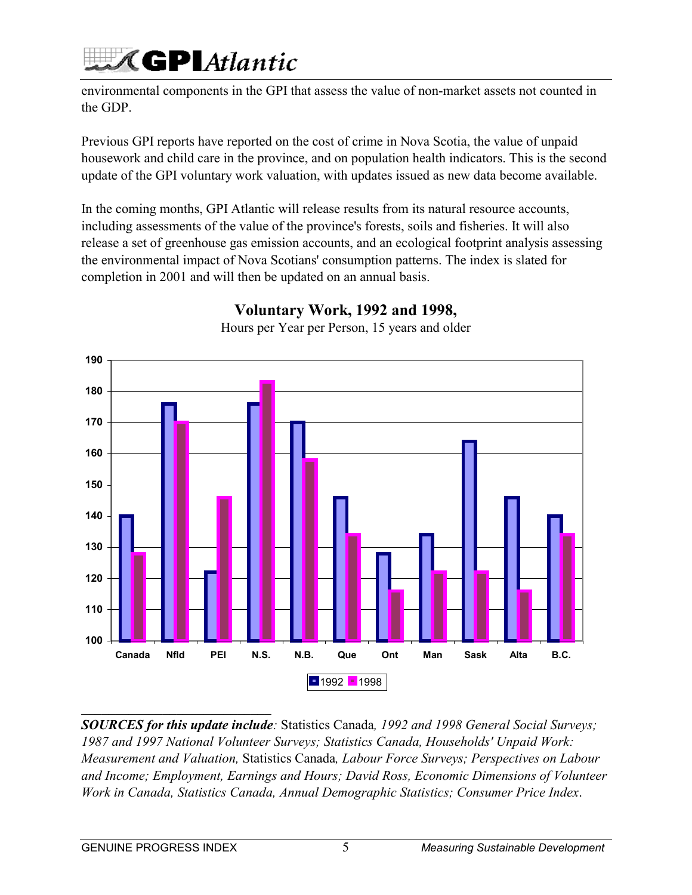environmental components in the GPI that assess the value of non-market assets not counted in the GDP.

Previous GPI reports have reported on the cost of crime in Nova Scotia, the value of unpaid housework and child care in the province, and on population health indicators. This is the second update of the GPI voluntary work valuation, with updates issued as new data become available.

In the coming months, GPI Atlantic will release results from its natural resource accounts, including assessments of the value of the province's forests, soils and fisheries. It will also release a set of greenhouse gas emission accounts, and an ecological footprint analysis assessing the environmental impact of Nova Scotians' consumption patterns. The index is slated for completion in 2001 and will then be updated on an annual basis.

**Voluntary Work, 1992 and 1998,**

Hours per Year per Person, 15 years and older

190
180
170
160
150
140
130
120
110
100

Canada Nfld PEI N.S. N.B. Que Ont Man Sask Alta B.C.

1992 1998

---

***SOURCES for this update include****:* Statistics Canada*, 1992 and 1998 General Social Surveys; 1987 and 1997 National Volunteer Surveys; Statistics Canada, Households' Unpaid Work: Measurement and Valuation,* Statistics Canada*, Labour Force Surveys; Perspectives on Labour and Income; Employment, Earnings and Hours; David Ross, Economic Dimensions of Volunteer Work in Canada, Statistics Canada, Annual Demographic Statistics; Consumer Price Index*.